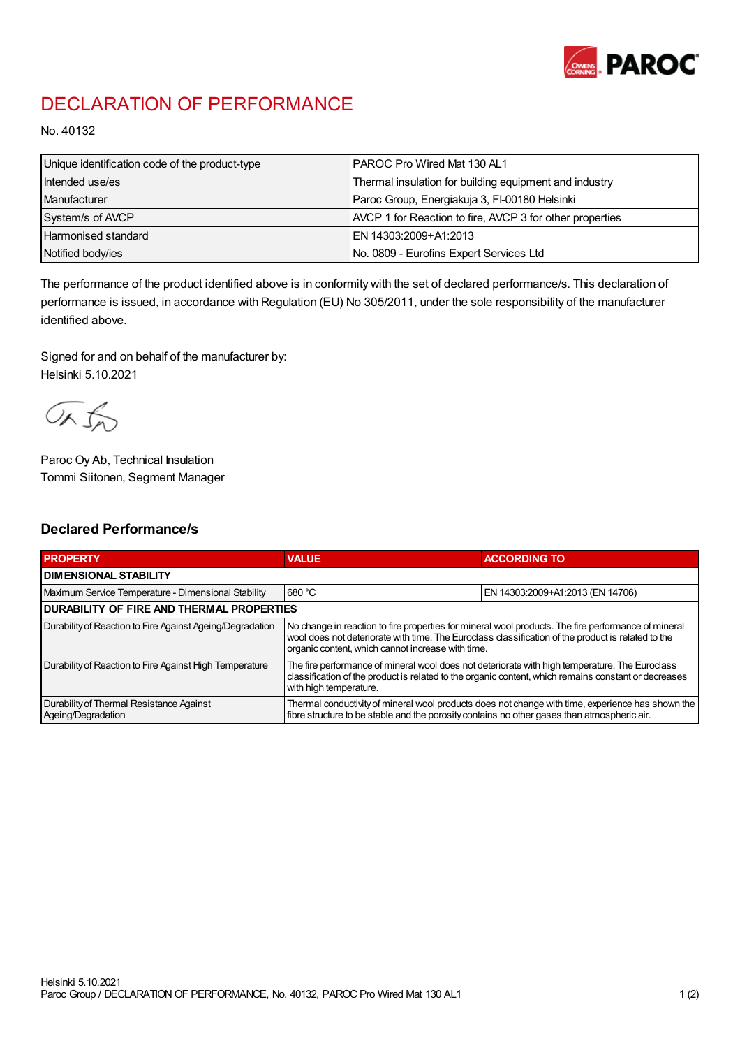# DECLARATION OF PERFORMANCE

No. 40132

| Unique identification code of the product-type | PAROC Pro Wired Mat 130 AL1 |
|---|---|
| Intended use/es | Thermal insulation for building equipment and industry |
| Manufacturer | Paroc Group, Energiakuja 3, FI-00180 Helsinki |
| System/s of AVCP | AVCP 1 for Reaction to fire, AVCP 3 for other properties |
| Harmonised standard | EN 14303:2009+A1:2013 |
| Notified body/ies | No. 0809 - Eurofins Expert Services Ltd |

The performance of the product identified above is in conformity with the set of declared performance/s. This declaration of performance is issued, in accordance with Regulation (EU) No 305/2011, under the sole responsibility of the manufacturer identified above.

Signed for and on behalf of the manufacturer by:
Helsinki 5.10.2021

Paroc Oy Ab, Technical Insulation
Tommi Siitonen, Segment Manager

## Declared Performance/s

| PROPERTY | VALUE | ACCORDING TO |
|---|---|---|
| **DIMENSIONAL STABILITY** | | |
| Maximum Service Temperature - Dimensional Stability | 680 °C | EN 14303:2009+A1:2013 (EN 14706) |
| **DURABILITY OF FIRE AND THERMAL PROPERTIES** | | |
| Durability of Reaction to Fire Against Ageing/Degradation | No change in reaction to fire properties for mineral wool products. The fire performance of mineral wool does not deteriorate with time. The Euroclass classification of the product is related to the organic content, which cannot increase with time. | |
| Durability of Reaction to Fire Against High Temperature | The fire performance of mineral wool does not deteriorate with high temperature. The Euroclass classification of the product is related to the organic content, which remains constant or decreases with high temperature. | |
| Durability of Thermal Resistance Against Ageing/Degradation | Thermal conductivity of mineral wool products does not change with time, experience has shown the fibre structure to be stable and the porosity contains no other gases than atmospheric air. | |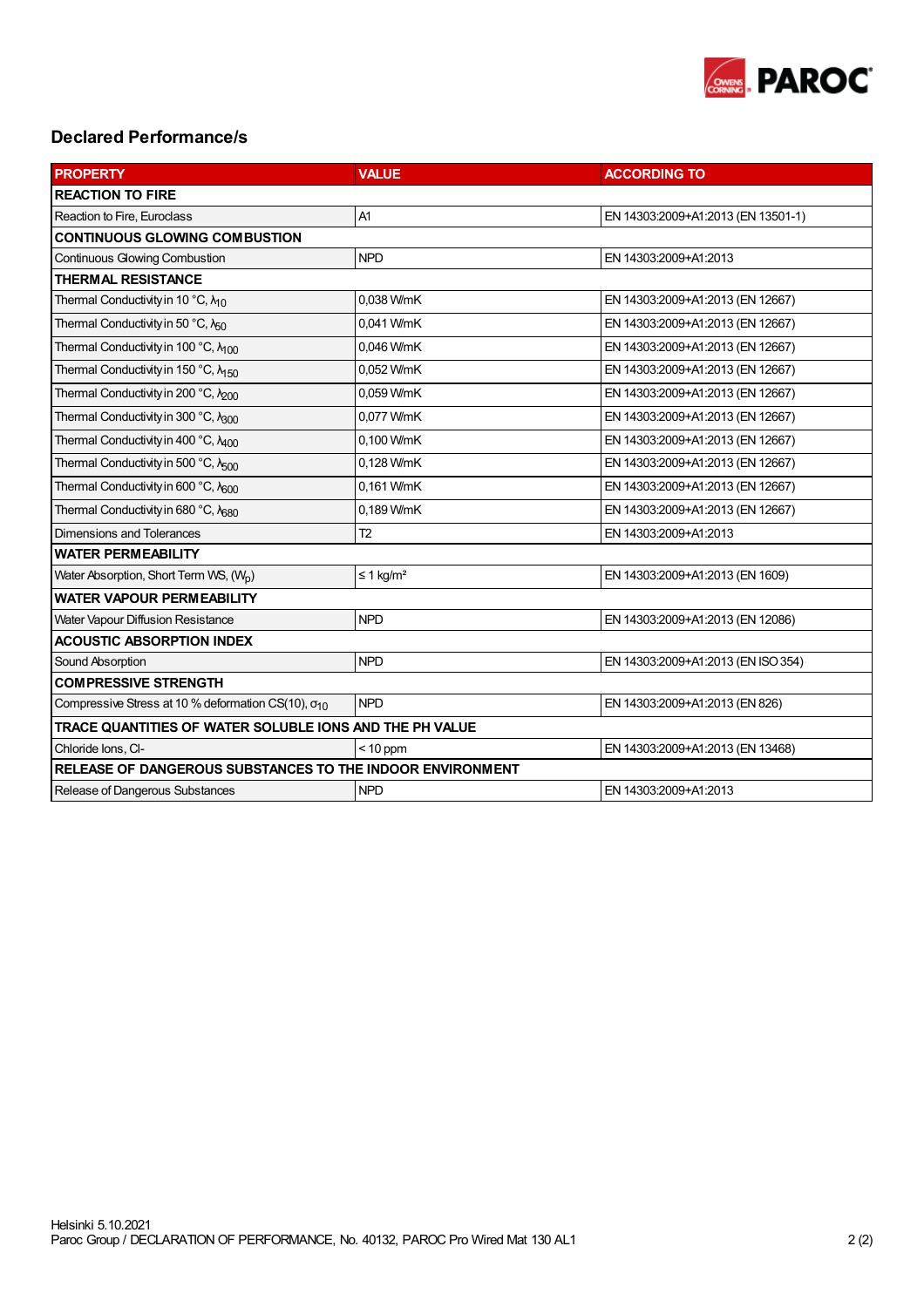## Declared Performance/s

| PROPERTY | VALUE | ACCORDING TO |
|---|---|---|
| **REACTION TO FIRE** | | |
| Reaction to Fire, Euroclass | A1 | EN 14303:2009+A1:2013 (EN 13501-1) |
| **CONTINUOUS GLOWING COMBUSTION** | | |
| Continuous Glowing Combustion | NPD | EN 14303:2009+A1:2013 |
| **THERMAL RESISTANCE** | | |
| Thermal Conductivity in 10 °C, $\lambda_{10}$ | 0,038 W/mK | EN 14303:2009+A1:2013 (EN 12667) |
| Thermal Conductivity in 50 °C, $\lambda_{50}$ | 0,041 W/mK | EN 14303:2009+A1:2013 (EN 12667) |
| Thermal Conductivity in 100 °C, $\lambda_{100}$ | 0,046 W/mK | EN 14303:2009+A1:2013 (EN 12667) |
| Thermal Conductivity in 150 °C, $\lambda_{150}$ | 0,052 W/mK | EN 14303:2009+A1:2013 (EN 12667) |
| Thermal Conductivity in 200 °C, $\lambda_{200}$ | 0,059 W/mK | EN 14303:2009+A1:2013 (EN 12667) |
| Thermal Conductivity in 300 °C, $\lambda_{300}$ | 0,077 W/mK | EN 14303:2009+A1:2013 (EN 12667) |
| Thermal Conductivity in 400 °C, $\lambda_{400}$ | 0,100 W/mK | EN 14303:2009+A1:2013 (EN 12667) |
| Thermal Conductivity in 500 °C, $\lambda_{500}$ | 0,128 W/mK | EN 14303:2009+A1:2013 (EN 12667) |
| Thermal Conductivity in 600 °C, $\lambda_{600}$ | 0,161 W/mK | EN 14303:2009+A1:2013 (EN 12667) |
| Thermal Conductivity in 680 °C, $\lambda_{680}$ | 0,189 W/mK | EN 14303:2009+A1:2013 (EN 12667) |
| Dimensions and Tolerances | T2 | EN 14303:2009+A1:2013 |
| **WATER PERMEABILITY** | | |
| Water Absorption, Short Term WS, ($W_p$) | ≤ 1 kg/m² | EN 14303:2009+A1:2013 (EN 1609) |
| **WATER VAPOUR PERMEABILITY** | | |
| Water Vapour Diffusion Resistance | NPD | EN 14303:2009+A1:2013 (EN 12086) |
| **ACOUSTIC ABSORPTION INDEX** | | |
| Sound Absorption | NPD | EN 14303:2009+A1:2013 (EN ISO 354) |
| **COMPRESSIVE STRENGTH** | | |
| Compressive Stress at 10 % deformation CS(10), $\sigma_{10}$ | NPD | EN 14303:2009+A1:2013 (EN 826) |
| **TRACE QUANTITIES OF WATER SOLUBLE IONS AND THE PH VALUE** | | |
| Chloride Ions, Cl- | < 10 ppm | EN 14303:2009+A1:2013 (EN 13468) |
| **RELEASE OF DANGEROUS SUBSTANCES TO THE INDOOR ENVIRONMENT** | | |
| Release of Dangerous Substances | NPD | EN 14303:2009+A1:2013 |

Helsinki 5.10.2021
Paroc Group / DECLARATION OF PERFORMANCE, No. 40132, PAROC Pro Wired Mat 130 AL1